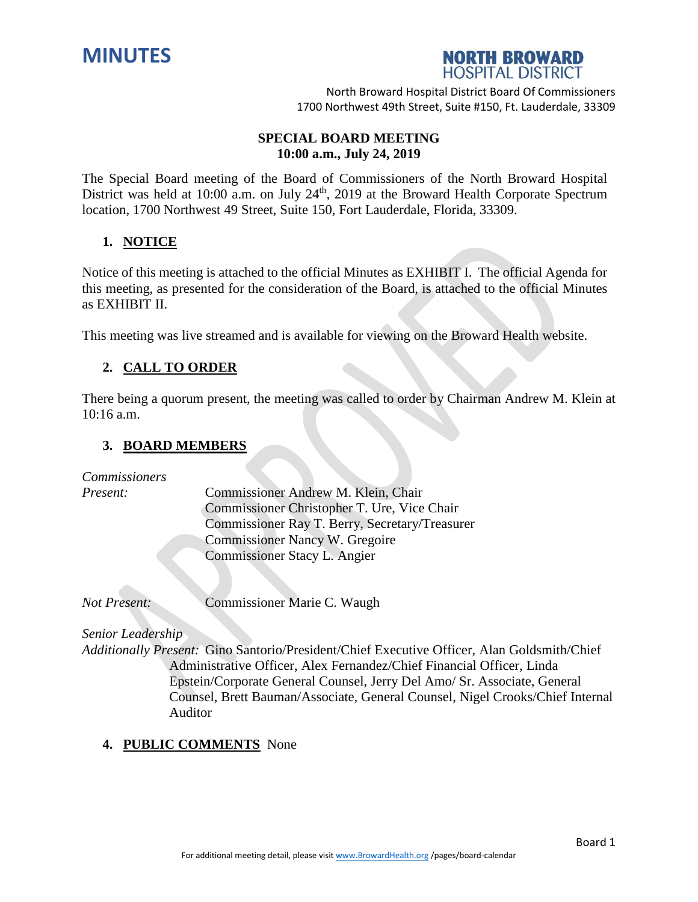# MINUTES

**NORTH BROWARD HOSPITAL DISTRICT**

North Broward Hospital District Board Of Commissioners
1700 Northwest 49th Street, Suite #150, Ft. Lauderdale, 33309

**SPECIAL BOARD MEETING**
**10:00 a.m., July 24, 2019**

The Special Board meeting of the Board of Commissioners of the North Broward Hospital District was held at 10:00 a.m. on July 24th, 2019 at the Broward Health Corporate Spectrum location, 1700 Northwest 49 Street, Suite 150, Fort Lauderdale, Florida, 33309.

## 1. NOTICE

Notice of this meeting is attached to the official Minutes as EXHIBIT I. The official Agenda for this meeting, as presented for the consideration of the Board, is attached to the official Minutes as EXHIBIT II.

This meeting was live streamed and is available for viewing on the Broward Health website.

## 2. CALL TO ORDER

There being a quorum present, the meeting was called to order by Chairman Andrew M. Klein at 10:16 a.m.

## 3. BOARD MEMBERS

*Commissioners*
*Present:*
Commissioner Andrew M. Klein, Chair
Commissioner Christopher T. Ure, Vice Chair
Commissioner Ray T. Berry, Secretary/Treasurer
Commissioner Nancy W. Gregoire
Commissioner Stacy L. Angier

*Not Present:* Commissioner Marie C. Waugh

*Senior Leadership*
*Additionally Present:* Gino Santorio/President/Chief Executive Officer, Alan Goldsmith/Chief Administrative Officer, Alex Fernandez/Chief Financial Officer, Linda Epstein/Corporate General Counsel, Jerry Del Amo/ Sr. Associate, General Counsel, Brett Bauman/Associate, General Counsel, Nigel Crooks/Chief Internal Auditor

## 4. PUBLIC COMMENTS None

For additional meeting detail, please visit www.BrowardHealth.org /pages/board-calendar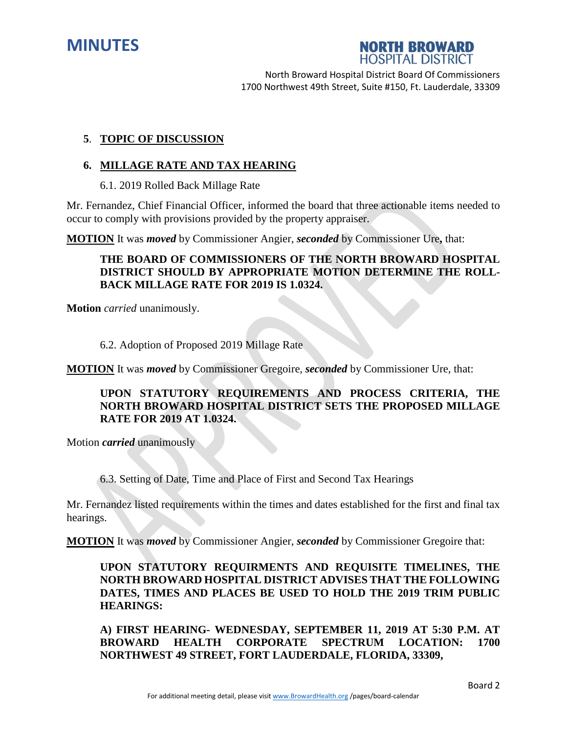**5**. **TOPIC OF DISCUSSION**

**6. MILLAGE RATE AND TAX HEARING**

6.1. 2019 Rolled Back Millage Rate

Mr. Fernandez, Chief Financial Officer, informed the board that three actionable items needed to occur to comply with provisions provided by the property appraiser.

**MOTION** It was ***moved*** by Commissioner Angier, ***seconded*** by Commissioner Ure**,** that:

> **THE BOARD OF COMMISSIONERS OF THE NORTH BROWARD HOSPITAL DISTRICT SHOULD BY APPROPRIATE MOTION DETERMINE THE ROLL-BACK MILLAGE RATE FOR 2019 IS 1.0324.**

**Motion** *carried* unanimously.

6.2. Adoption of Proposed 2019 Millage Rate

**MOTION** It was ***moved*** by Commissioner Gregoire, ***seconded*** by Commissioner Ure, that:

> **UPON STATUTORY REQUIREMENTS AND PROCESS CRITERIA, THE NORTH BROWARD HOSPITAL DISTRICT SETS THE PROPOSED MILLAGE RATE FOR 2019 AT 1.0324.**

Motion ***carried*** unanimously

6.3. Setting of Date, Time and Place of First and Second Tax Hearings

Mr. Fernandez listed requirements within the times and dates established for the first and final tax hearings.

**MOTION** It was ***moved*** by Commissioner Angier, ***seconded*** by Commissioner Gregoire that:

> **UPON STATUTORY REQUIRMENTS AND REQUISITE TIMELINES, THE NORTH BROWARD HOSPITAL DISTRICT ADVISES THAT THE FOLLOWING DATES, TIMES AND PLACES BE USED TO HOLD THE 2019 TRIM PUBLIC HEARINGS:**
>
> **A) FIRST HEARING- WEDNESDAY, SEPTEMBER 11, 2019 AT 5:30 P.M. AT BROWARD HEALTH CORPORATE SPECTRUM LOCATION: 1700 NORTHWEST 49 STREET, FORT LAUDERDALE, FLORIDA, 33309,**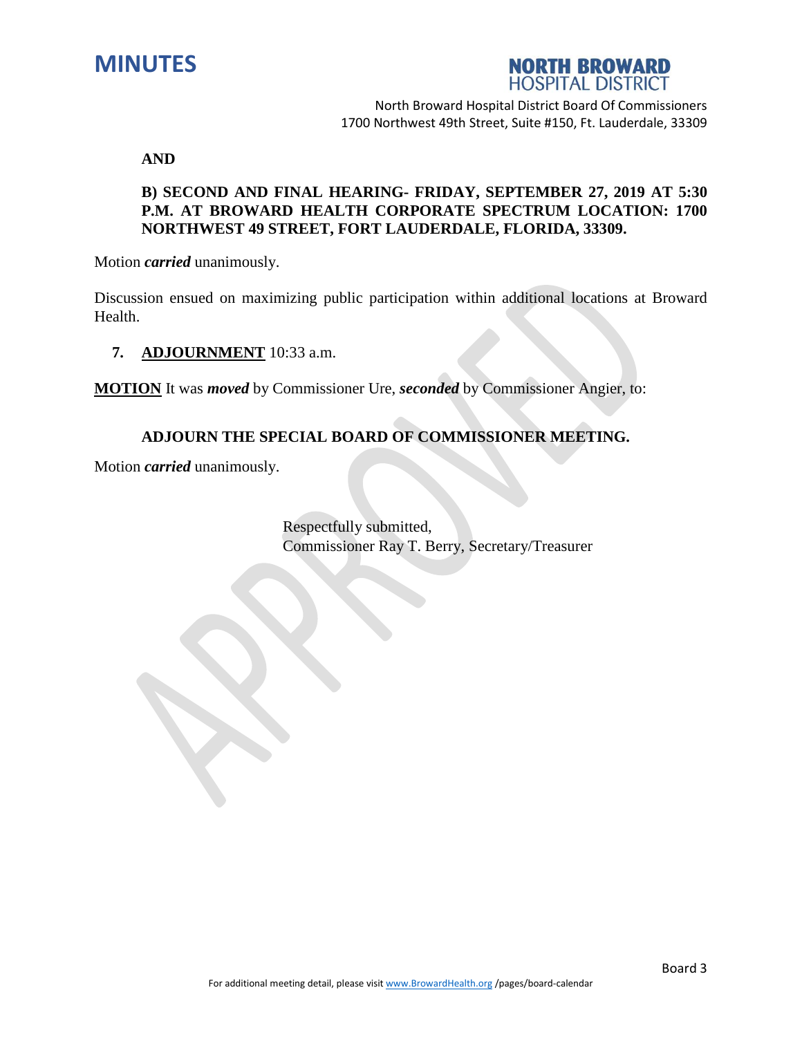**AND**

**B) SECOND AND FINAL HEARING- FRIDAY, SEPTEMBER 27, 2019 AT 5:30 P.M. AT BROWARD HEALTH CORPORATE SPECTRUM LOCATION: 1700 NORTHWEST 49 STREET, FORT LAUDERDALE, FLORIDA, 33309.**

Motion ***carried*** unanimously.

Discussion ensued on maximizing public participation within additional locations at Broward Health.

**7. ADJOURNMENT** 10:33 a.m.

**MOTION** It was ***moved*** by Commissioner Ure, ***seconded*** by Commissioner Angier, to:

**ADJOURN THE SPECIAL BOARD OF COMMISSIONER MEETING.**

Motion ***carried*** unanimously.

Respectfully submitted,
Commissioner Ray T. Berry, Secretary/Treasurer

For additional meeting detail, please visit www.BrowardHealth.org /pages/board-calendar